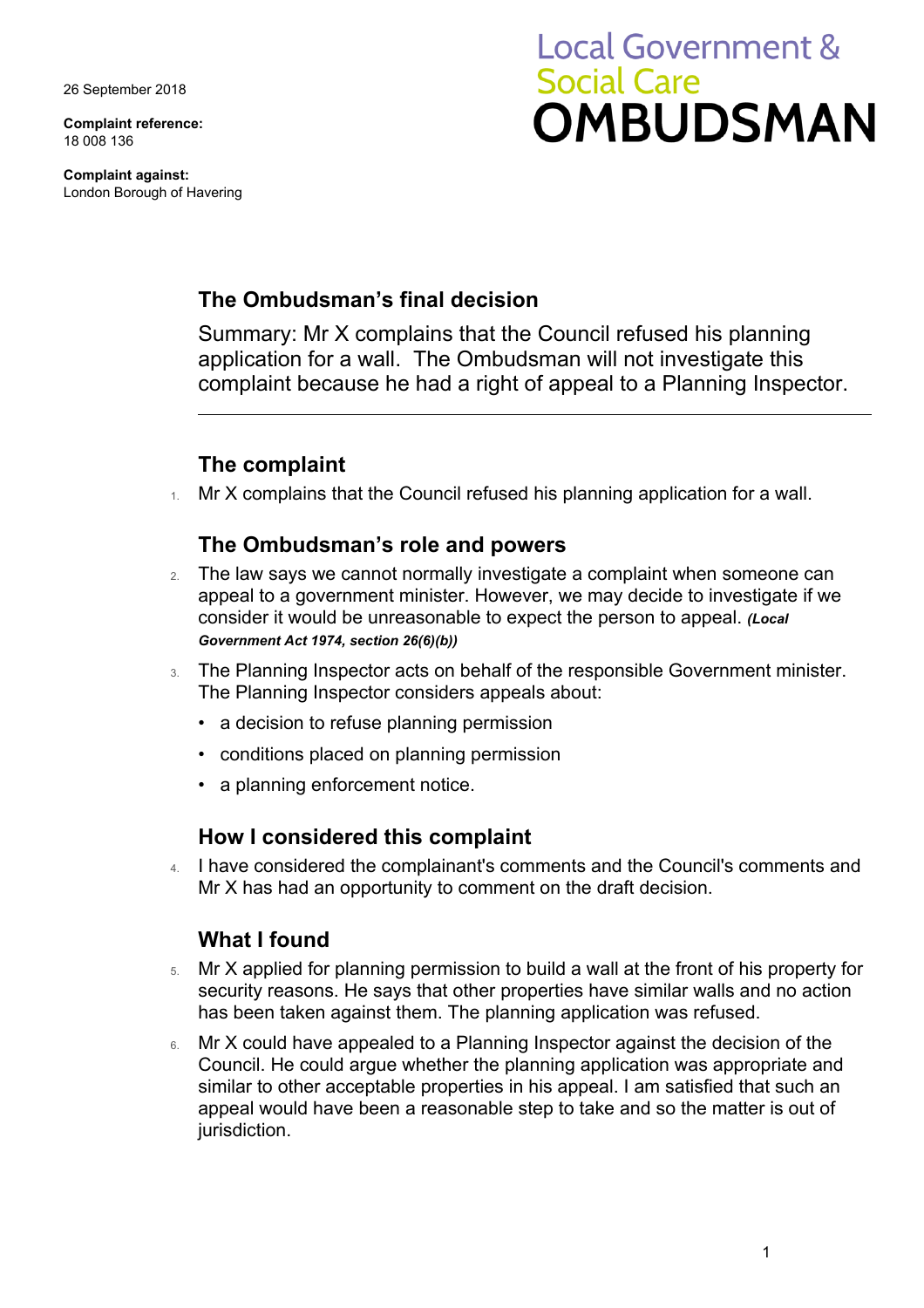26 September 2018

**Complaint reference:**
18 008 136

**Complaint against:**
London Borough of Havering

Local Government & Social Care
**OMBUDSMAN**

## The Ombudsman's final decision

Summary: Mr X complains that the Council refused his planning application for a wall. The Ombudsman will not investigate this complaint because he had a right of appeal to a Planning Inspector.

---

## The complaint

1. Mr X complains that the Council refused his planning application for a wall.

## The Ombudsman's role and powers

2. The law says we cannot normally investigate a complaint when someone can appeal to a government minister. However, we may decide to investigate if we consider it would be unreasonable to expect the person to appeal. ***(Local Government Act 1974, section 26(6)(b))***

3. The Planning Inspector acts on behalf of the responsible Government minister. The Planning Inspector considers appeals about:
   - a decision to refuse planning permission
   - conditions placed on planning permission
   - a planning enforcement notice.

## How I considered this complaint

4. I have considered the complainant's comments and the Council's comments and Mr X has had an opportunity to comment on the draft decision.

## What I found

5. Mr X applied for planning permission to build a wall at the front of his property for security reasons. He says that other properties have similar walls and no action has been taken against them. The planning application was refused.

6. Mr X could have appealed to a Planning Inspector against the decision of the Council. He could argue whether the planning application was appropriate and similar to other acceptable properties in his appeal. I am satisfied that such an appeal would have been a reasonable step to take and so the matter is out of jurisdiction.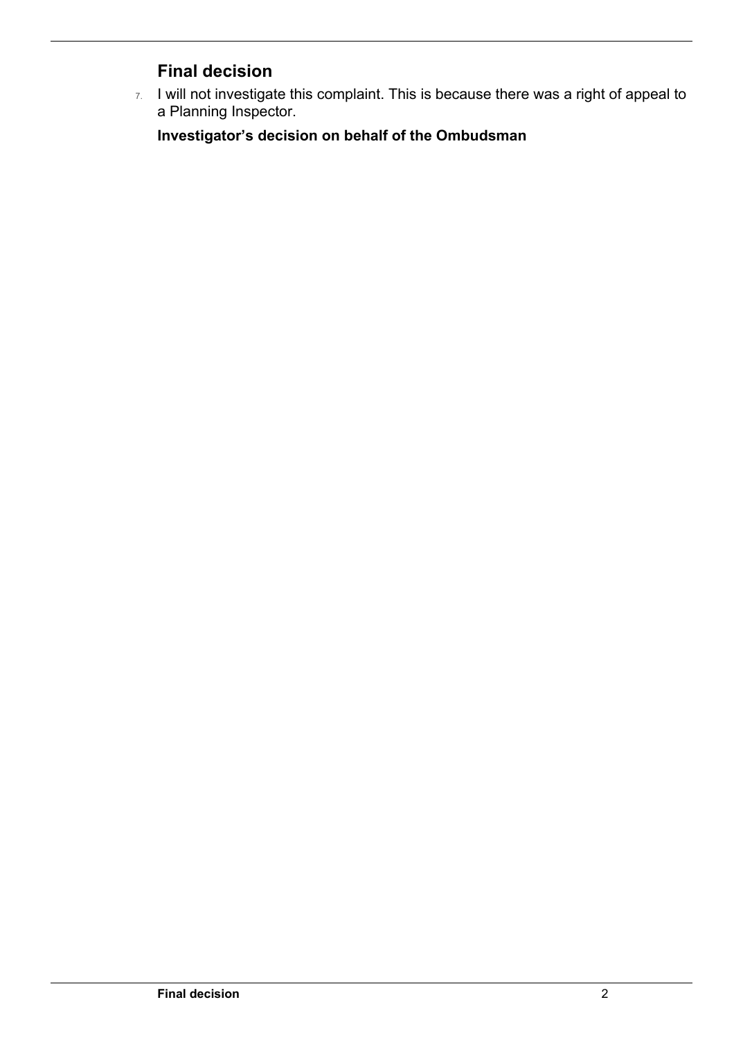## Final decision

7. I will not investigate this complaint. This is because there was a right of appeal to a Planning Inspector.

**Investigator's decision on behalf of the Ombudsman**